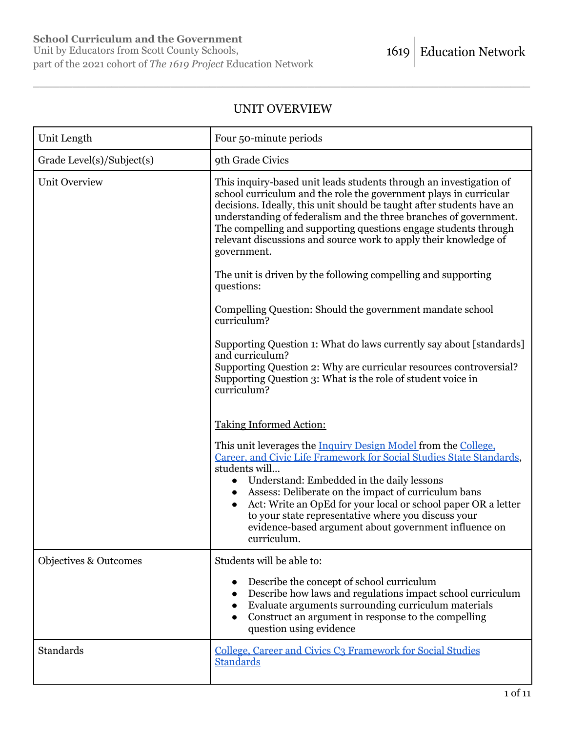**School Curriculum and the Government**
Unit by Educators from Scott County Schools,
part of the 2021 cohort of *The 1619 Project* Education Network

1619 | Education Network

## UNIT OVERVIEW

| | |
|---|---|
| Unit Length | Four 50-minute periods |
| Grade Level(s)/Subject(s) | 9th Grade Civics |
| Unit Overview | This inquiry-based unit leads students through an investigation of school curriculum and the role the government plays in curricular decisions. Ideally, this unit should be taught after students have an understanding of federalism and the three branches of government. The compelling and supporting questions engage students through relevant discussions and source work to apply their knowledge of government.<br><br>The unit is driven by the following compelling and supporting questions:<br><br>Compelling Question: Should the government mandate school curriculum?<br><br>Supporting Question 1: What do laws currently say about [standards] and curriculum?<br>Supporting Question 2: Why are curricular resources controversial?<br>Supporting Question 3: What is the role of student voice in curriculum?<br><br><u>Taking Informed Action:</u><br><br>This unit leverages the [Inquiry Design Model](#) from the [College, Career, and Civic Life Framework for Social Studies State Standards](#), students will…<br>• Understand: Embedded in the daily lessons<br>• Assess: Deliberate on the impact of curriculum bans<br>• Act: Write an OpEd for your local or school paper OR a letter to your state representative where you discuss your evidence-based argument about government influence on curriculum. |
| Objectives & Outcomes | Students will be able to:<br><br>• Describe the concept of school curriculum<br>• Describe how laws and regulations impact school curriculum<br>• Evaluate arguments surrounding curriculum materials<br>• Construct an argument in response to the compelling question using evidence |
| Standards | [College, Career and Civics C3 Framework for Social Studies Standards](#) |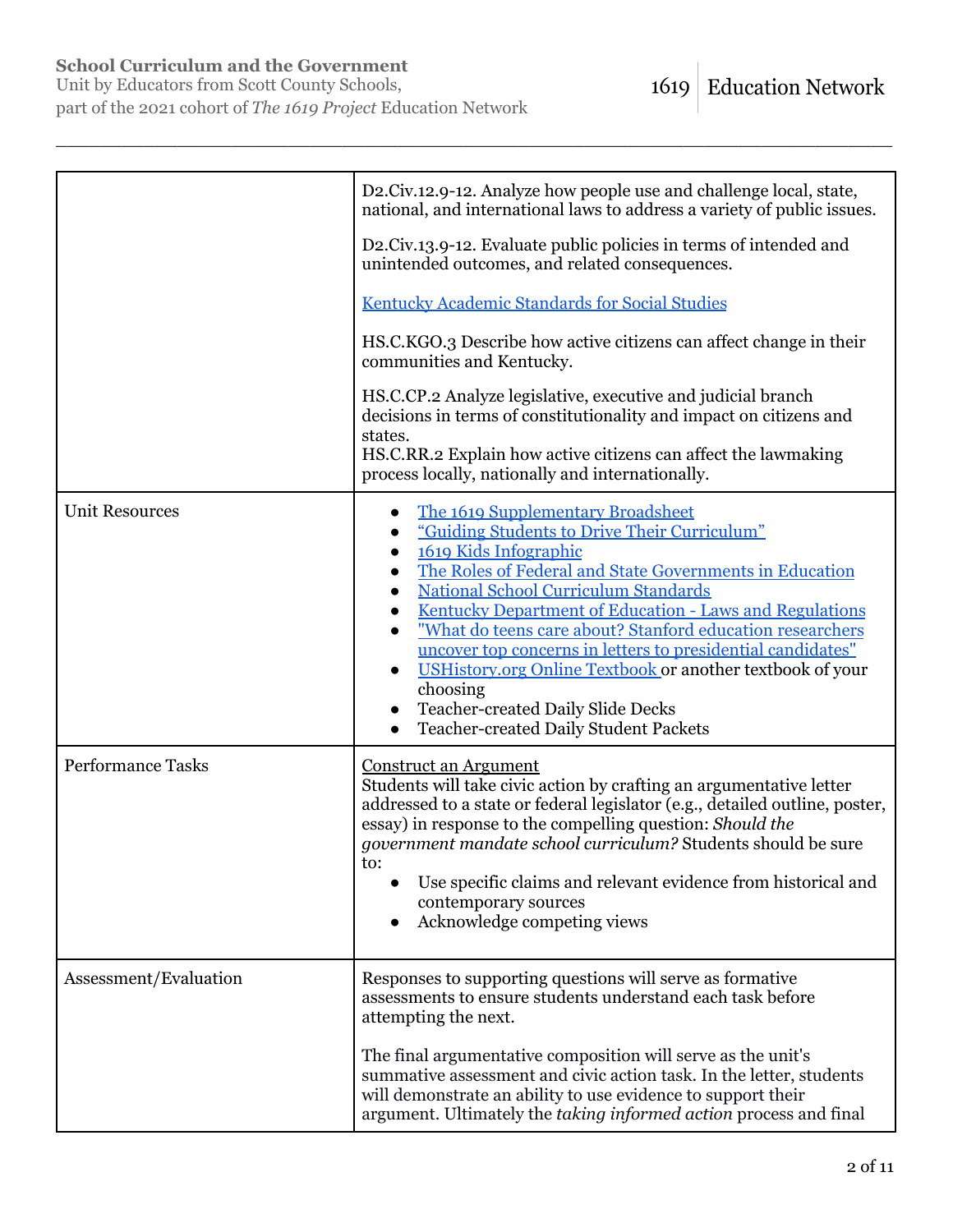| | |
|---|---|
| | D2.Civ.12.9-12. Analyze how people use and challenge local, state, national, and international laws to address a variety of public issues.<br><br>D2.Civ.13.9-12. Evaluate public policies in terms of intended and unintended outcomes, and related consequences.<br><br>Kentucky Academic Standards for Social Studies<br><br>HS.C.KGO.3 Describe how active citizens can affect change in their communities and Kentucky.<br><br>HS.C.CP.2 Analyze legislative, executive and judicial branch decisions in terms of constitutionality and impact on citizens and states.<br>HS.C.RR.2 Explain how active citizens can affect the lawmaking process locally, nationally and internationally. |
| Unit Resources | • The 1619 Supplementary Broadsheet<br>• "Guiding Students to Drive Their Curriculum"<br>• 1619 Kids Infographic<br>• The Roles of Federal and State Governments in Education<br>• National School Curriculum Standards<br>• Kentucky Department of Education - Laws and Regulations<br>• "What do teens care about? Stanford education researchers uncover top concerns in letters to presidential candidates"<br>• USHistory.org Online Textbook or another textbook of your choosing<br>• Teacher-created Daily Slide Decks<br>• Teacher-created Daily Student Packets |
| Performance Tasks | Construct an Argument<br>Students will take civic action by crafting an argumentative letter addressed to a state or federal legislator (e.g., detailed outline, poster, essay) in response to the compelling question: *Should the government mandate school curriculum?* Students should be sure to:<br>• Use specific claims and relevant evidence from historical and contemporary sources<br>• Acknowledge competing views |
| Assessment/Evaluation | Responses to supporting questions will serve as formative assessments to ensure students understand each task before attempting the next.<br><br>The final argumentative composition will serve as the unit's summative assessment and civic action task. In the letter, students will demonstrate an ability to use evidence to support their argument. Ultimately the *taking informed action* process and final |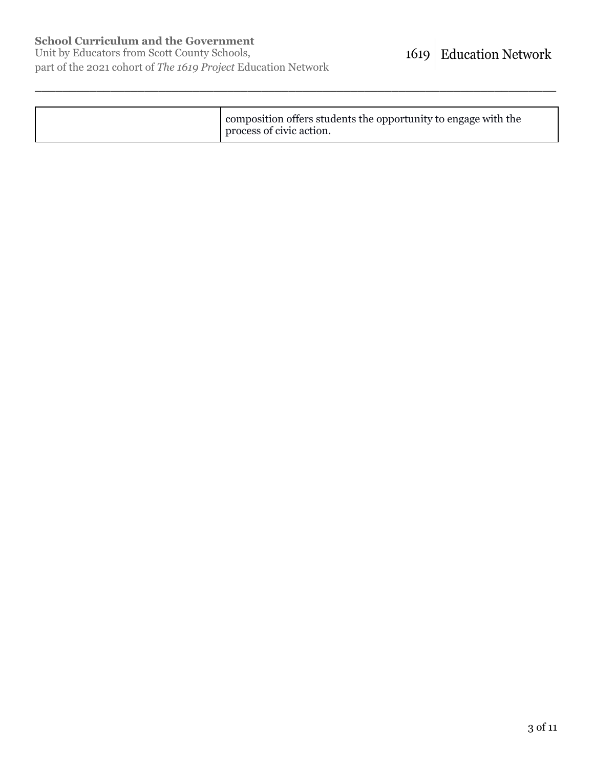|  |  |
|---|---|
|  | composition offers students the opportunity to engage with the process of civic action. |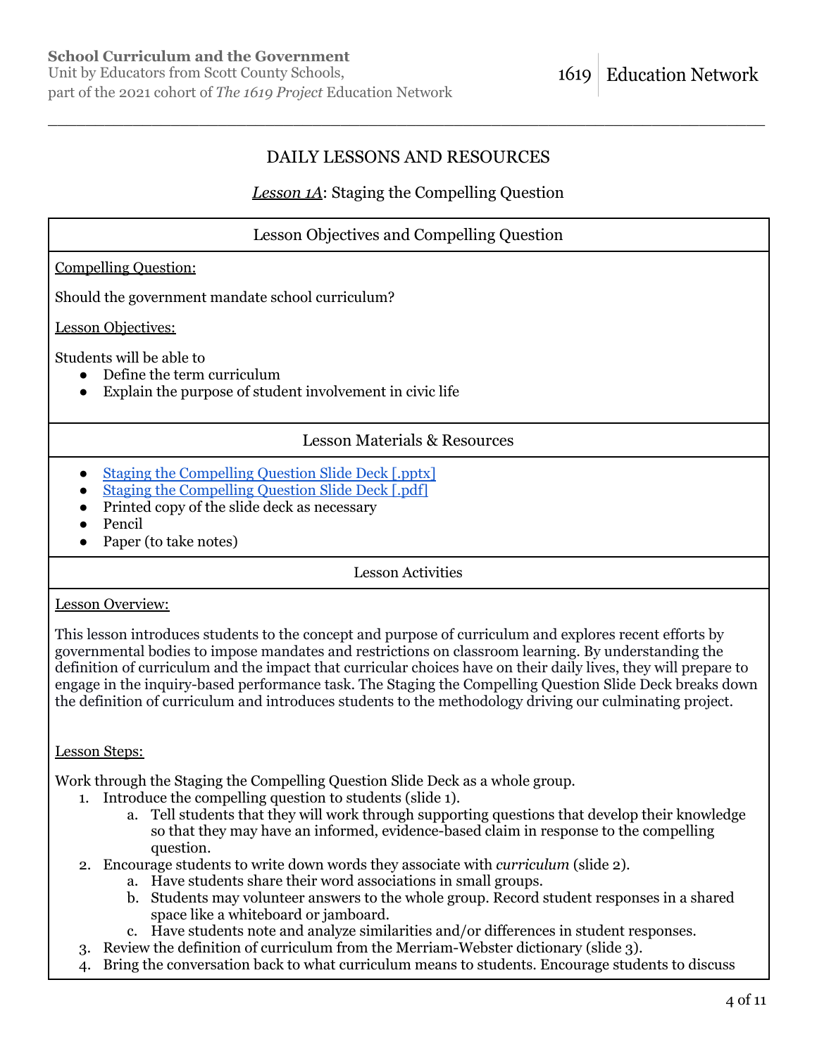## DAILY LESSONS AND RESOURCES

### *Lesson 1A*: Staging the Compelling Question

| Lesson Objectives and Compelling Question |
|---|
| Compelling Question:<br><br>Should the government mandate school curriculum?<br><br>Lesson Objectives:<br><br>Students will be able to<br>● Define the term curriculum<br>● Explain the purpose of student involvement in civic life |

**Lesson Materials & Resources**

- Staging the Compelling Question Slide Deck [.pptx]
- Staging the Compelling Question Slide Deck [.pdf]
- Printed copy of the slide deck as necessary
- Pencil
- Paper (to take notes)

**Lesson Activities**

Lesson Overview:

This lesson introduces students to the concept and purpose of curriculum and explores recent efforts by governmental bodies to impose mandates and restrictions on classroom learning. By understanding the definition of curriculum and the impact that curricular choices have on their daily lives, they will prepare to engage in the inquiry-based performance task. The Staging the Compelling Question Slide Deck breaks down the definition of curriculum and introduces students to the methodology driving our culminating project.

Lesson Steps:

Work through the Staging the Compelling Question Slide Deck as a whole group.

1. Introduce the compelling question to students (slide 1).
   a. Tell students that they will work through supporting questions that develop their knowledge so that they may have an informed, evidence-based claim in response to the compelling question.
2. Encourage students to write down words they associate with *curriculum* (slide 2).
   a. Have students share their word associations in small groups.
   b. Students may volunteer answers to the whole group. Record student responses in a shared space like a whiteboard or jamboard.
   c. Have students note and analyze similarities and/or differences in student responses.
3. Review the definition of curriculum from the Merriam-Webster dictionary (slide 3).
4. Bring the conversation back to what curriculum means to students. Encourage students to discuss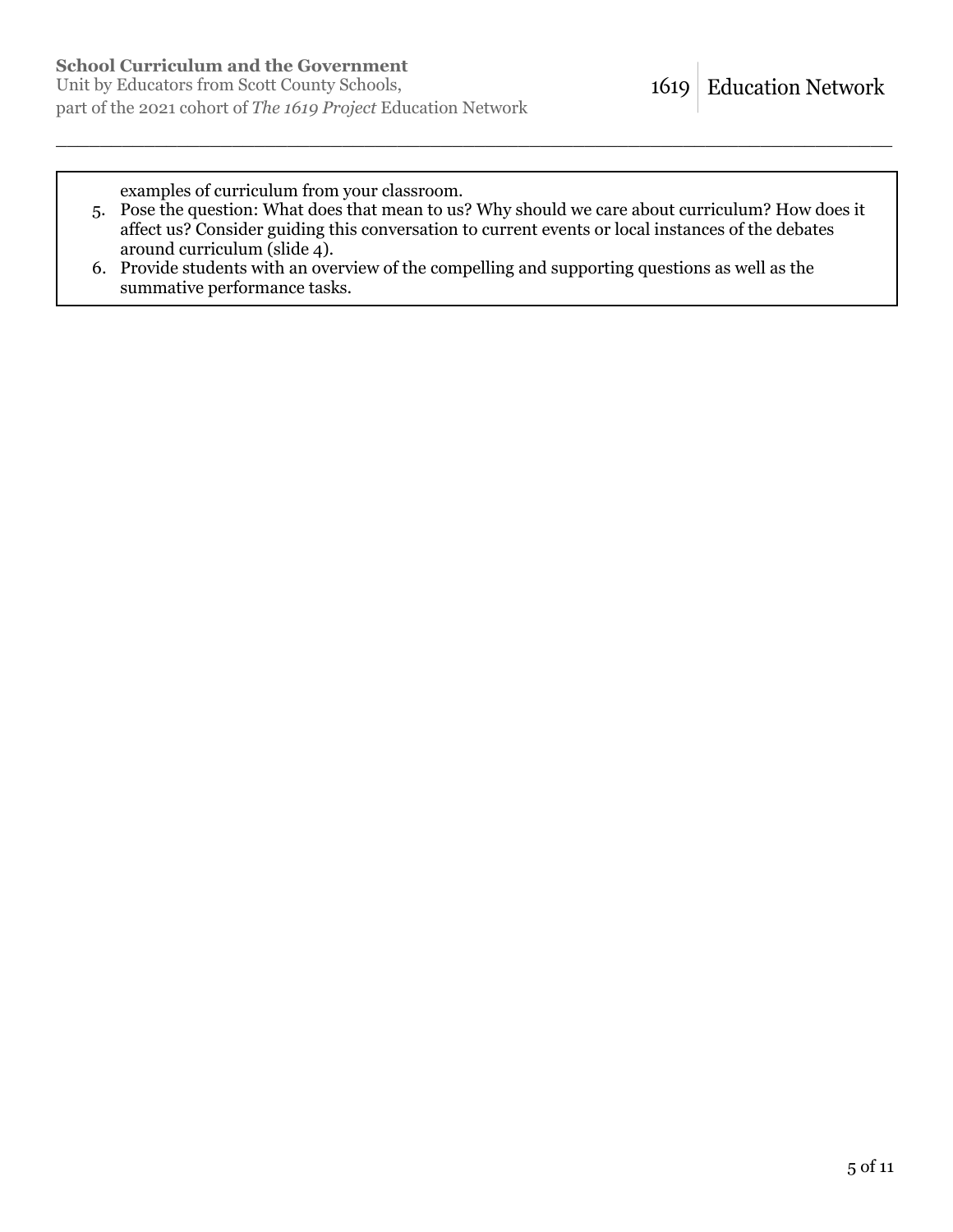examples of curriculum from your classroom.

5. Pose the question: What does that mean to us? Why should we care about curriculum? How does it affect us? Consider guiding this conversation to current events or local instances of the debates around curriculum (slide 4).
6. Provide students with an overview of the compelling and supporting questions as well as the summative performance tasks.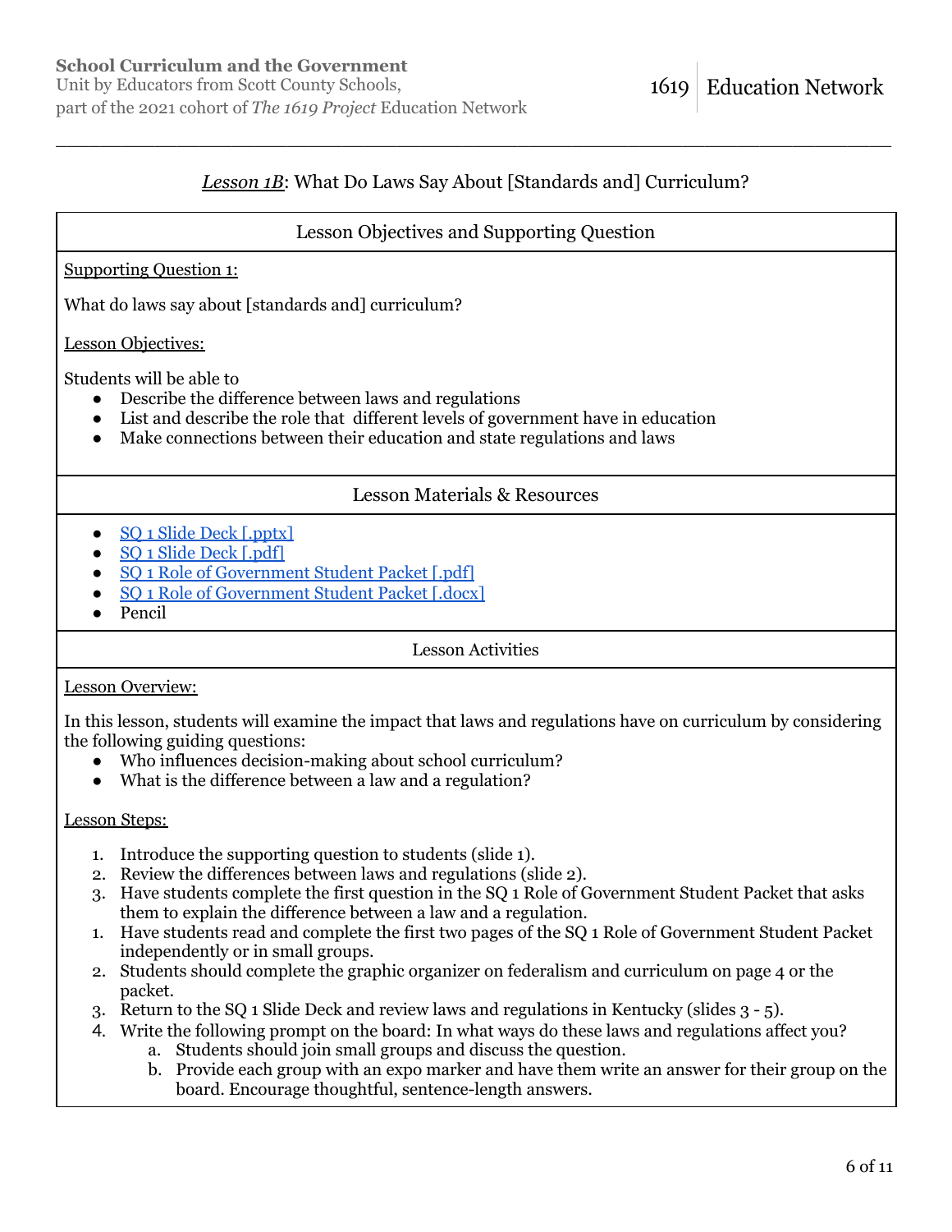## *Lesson 1B*: What Do Laws Say About [Standards and] Curriculum?

### Lesson Objectives and Supporting Question

Supporting Question 1:

What do laws say about [standards and] curriculum?

Lesson Objectives:

Students will be able to

- Describe the difference between laws and regulations
- List and describe the role that different levels of government have in education
- Make connections between their education and state regulations and laws

### Lesson Materials & Resources

- SQ 1 Slide Deck [.pptx]
- SQ 1 Slide Deck [.pdf]
- SQ 1 Role of Government Student Packet [.pdf]
- SQ 1 Role of Government Student Packet [.docx]
- Pencil

### Lesson Activities

Lesson Overview:

In this lesson, students will examine the impact that laws and regulations have on curriculum by considering the following guiding questions:

- Who influences decision-making about school curriculum?
- What is the difference between a law and a regulation?

Lesson Steps:

1. Introduce the supporting question to students (slide 1).
2. Review the differences between laws and regulations (slide 2).
3. Have students complete the first question in the SQ 1 Role of Government Student Packet that asks them to explain the difference between a law and a regulation.
1. Have students read and complete the first two pages of the SQ 1 Role of Government Student Packet independently or in small groups.
2. Students should complete the graphic organizer on federalism and curriculum on page 4 or the packet.
3. Return to the SQ 1 Slide Deck and review laws and regulations in Kentucky (slides 3 - 5).
4. Write the following prompt on the board: In what ways do these laws and regulations affect you?
   a. Students should join small groups and discuss the question.
   b. Provide each group with an expo marker and have them write an answer for their group on the board. Encourage thoughtful, sentence-length answers.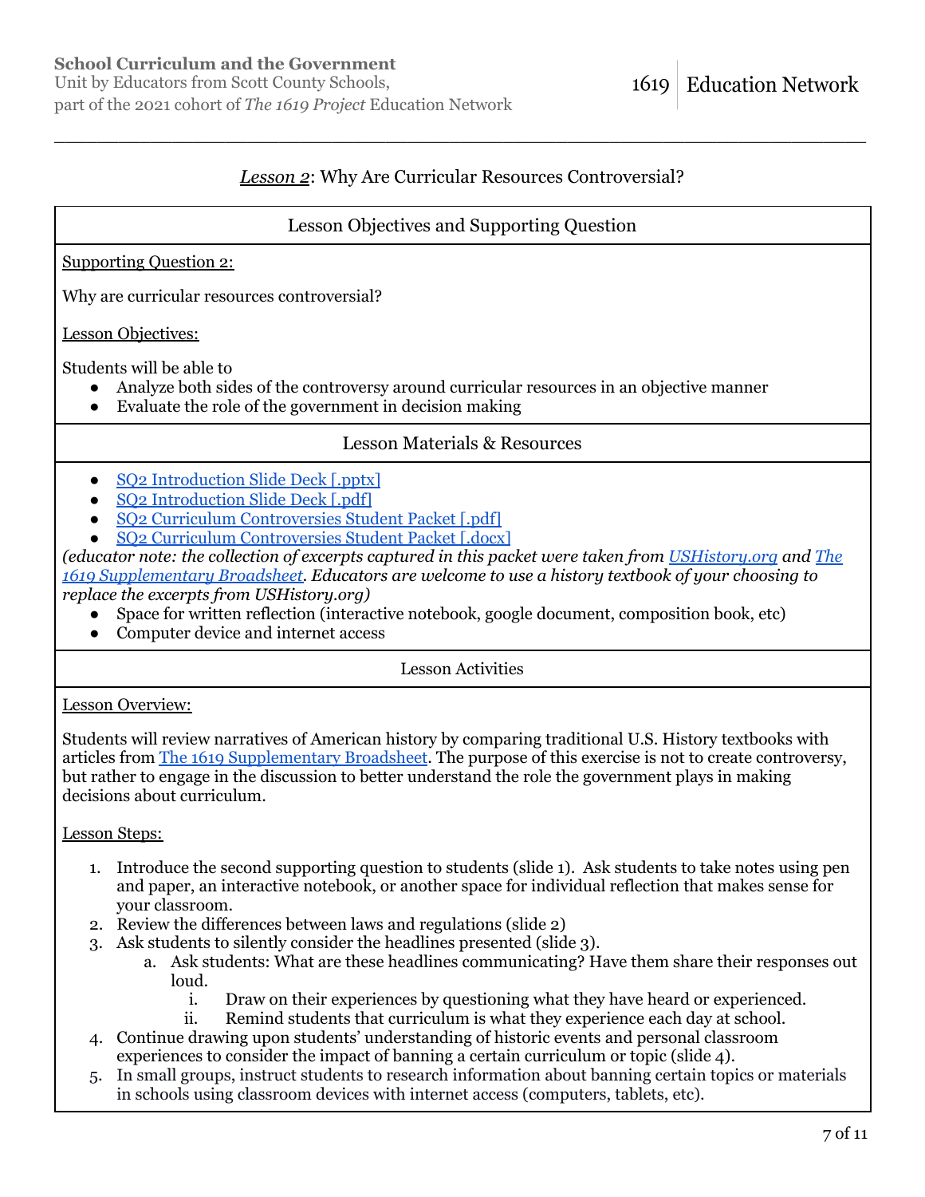## *Lesson 2*: Why Are Curricular Resources Controversial?

### Lesson Objectives and Supporting Question

Supporting Question 2:

Why are curricular resources controversial?

Lesson Objectives:

Students will be able to

- Analyze both sides of the controversy around curricular resources in an objective manner
- Evaluate the role of the government in decision making

### Lesson Materials & Resources

- SQ2 Introduction Slide Deck [.pptx]
- SQ2 Introduction Slide Deck [.pdf]
- SQ2 Curriculum Controversies Student Packet [.pdf]
- SQ2 Curriculum Controversies Student Packet [.docx]

*(educator note: the collection of excerpts captured in this packet were taken from USHistory.org and The 1619 Supplementary Broadsheet. Educators are welcome to use a history textbook of your choosing to replace the excerpts from USHistory.org)*

- Space for written reflection (interactive notebook, google document, composition book, etc)
- Computer device and internet access

### Lesson Activities

Lesson Overview:

Students will review narratives of American history by comparing traditional U.S. History textbooks with articles from The 1619 Supplementary Broadsheet. The purpose of this exercise is not to create controversy, but rather to engage in the discussion to better understand the role the government plays in making decisions about curriculum.

Lesson Steps:

1. Introduce the second supporting question to students (slide 1). Ask students to take notes using pen and paper, an interactive notebook, or another space for individual reflection that makes sense for your classroom.
2. Review the differences between laws and regulations (slide 2)
3. Ask students to silently consider the headlines presented (slide 3).
   a. Ask students: What are these headlines communicating? Have them share their responses out loud.
      i. Draw on their experiences by questioning what they have heard or experienced.
      ii. Remind students that curriculum is what they experience each day at school.
4. Continue drawing upon students' understanding of historic events and personal classroom experiences to consider the impact of banning a certain curriculum or topic (slide 4).
5. In small groups, instruct students to research information about banning certain topics or materials in schools using classroom devices with internet access (computers, tablets, etc).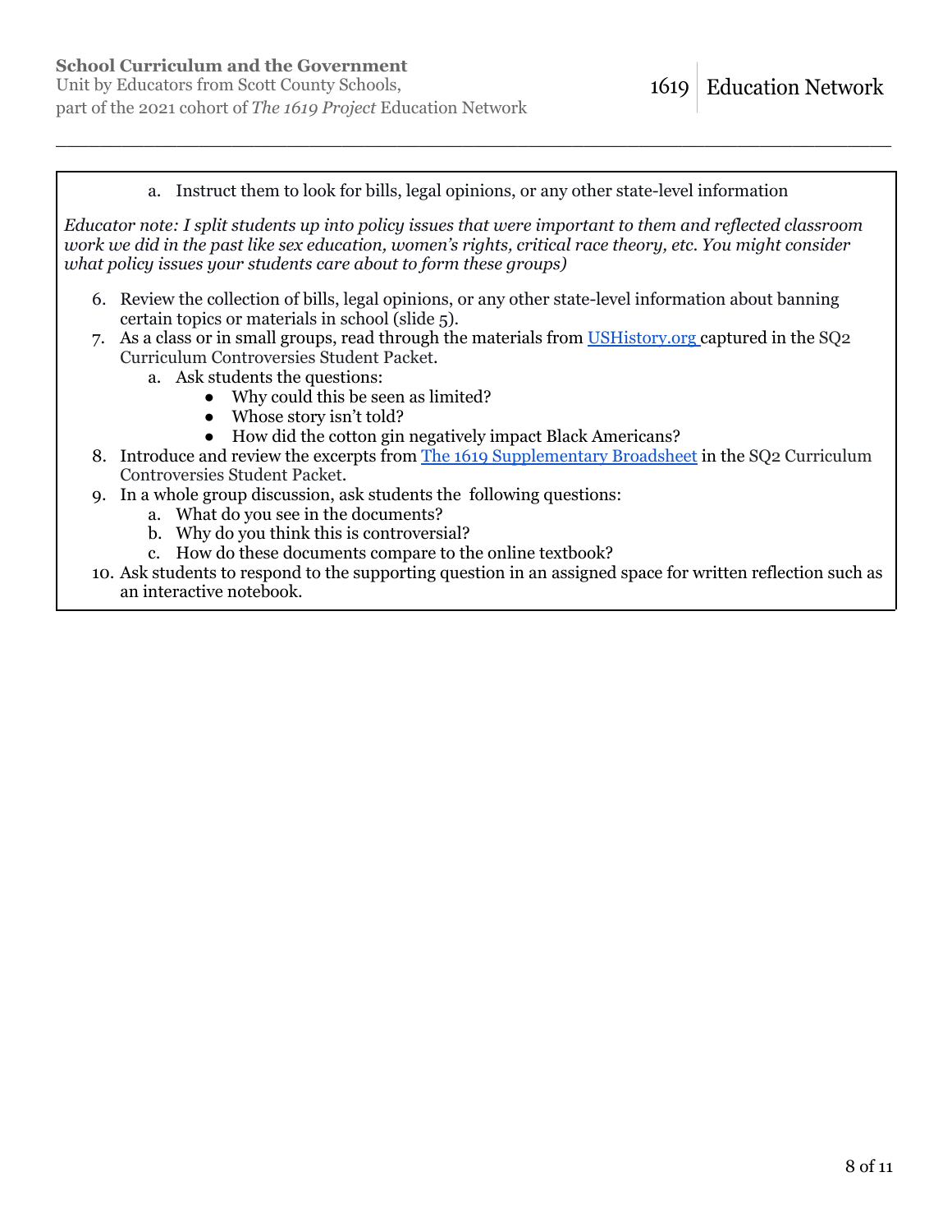a. Instruct them to look for bills, legal opinions, or any other state-level information

*Educator note: I split students up into policy issues that were important to them and reflected classroom work we did in the past like sex education, women's rights, critical race theory, etc. You might consider what policy issues your students care about to form these groups)*

6. Review the collection of bills, legal opinions, or any other state-level information about banning certain topics or materials in school (slide 5).
7. As a class or in small groups, read through the materials from [USHistory.org](USHistory.org) captured in the SQ2 Curriculum Controversies Student Packet.
   a. Ask students the questions:
      - Why could this be seen as limited?
      - Whose story isn't told?
      - How did the cotton gin negatively impact Black Americans?
8. Introduce and review the excerpts from [The 1619 Supplementary Broadsheet]() in the SQ2 Curriculum Controversies Student Packet.
9. In a whole group discussion, ask students the following questions:
   a. What do you see in the documents?
   b. Why do you think this is controversial?
   c. How do these documents compare to the online textbook?
10. Ask students to respond to the supporting question in an assigned space for written reflection such as an interactive notebook.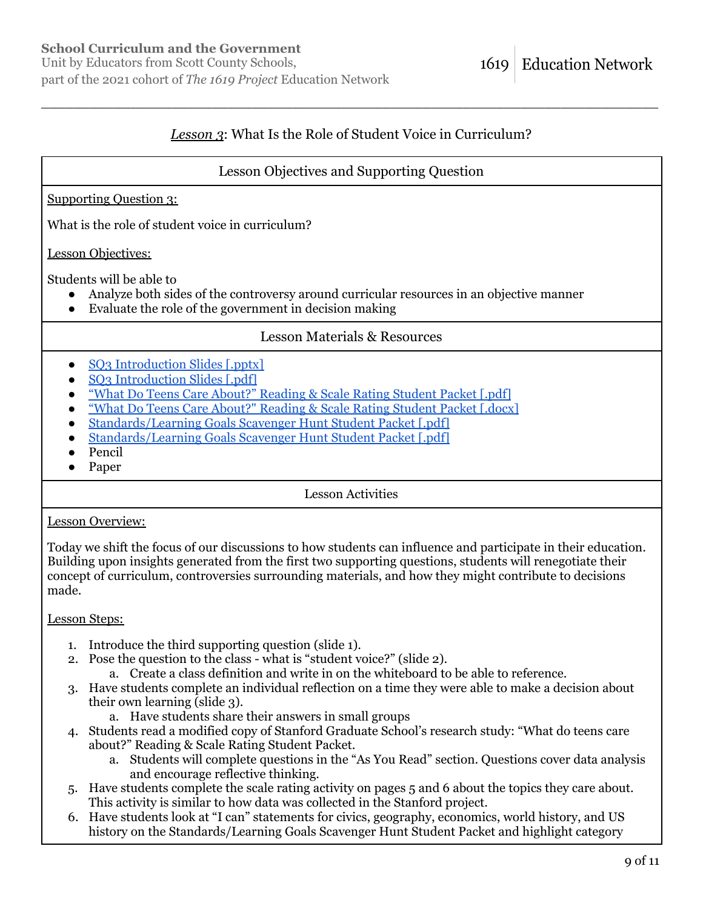## *Lesson 3*: What Is the Role of Student Voice in Curriculum?

### Lesson Objectives and Supporting Question

Supporting Question 3:

What is the role of student voice in curriculum?

Lesson Objectives:

Students will be able to

- Analyze both sides of the controversy around curricular resources in an objective manner
- Evaluate the role of the government in decision making

### Lesson Materials & Resources

- SQ3 Introduction Slides [.pptx]
- SQ3 Introduction Slides [.pdf]
- "What Do Teens Care About?" Reading & Scale Rating Student Packet [.pdf]
- "What Do Teens Care About?" Reading & Scale Rating Student Packet [.docx]
- Standards/Learning Goals Scavenger Hunt Student Packet [.pdf]
- Standards/Learning Goals Scavenger Hunt Student Packet [.pdf]
- Pencil
- Paper

### Lesson Activities

Lesson Overview:

Today we shift the focus of our discussions to how students can influence and participate in their education. Building upon insights generated from the first two supporting questions, students will renegotiate their concept of curriculum, controversies surrounding materials, and how they might contribute to decisions made.

Lesson Steps:

1. Introduce the third supporting question (slide 1).
2. Pose the question to the class - what is "student voice?" (slide 2).
   a. Create a class definition and write in on the whiteboard to be able to reference.
3. Have students complete an individual reflection on a time they were able to make a decision about their own learning (slide 3).
   a. Have students share their answers in small groups
4. Students read a modified copy of Stanford Graduate School's research study: "What do teens care about?" Reading & Scale Rating Student Packet.
   a. Students will complete questions in the "As You Read" section. Questions cover data analysis and encourage reflective thinking.
5. Have students complete the scale rating activity on pages 5 and 6 about the topics they care about. This activity is similar to how data was collected in the Stanford project.
6. Have students look at "I can" statements for civics, geography, economics, world history, and US history on the Standards/Learning Goals Scavenger Hunt Student Packet and highlight category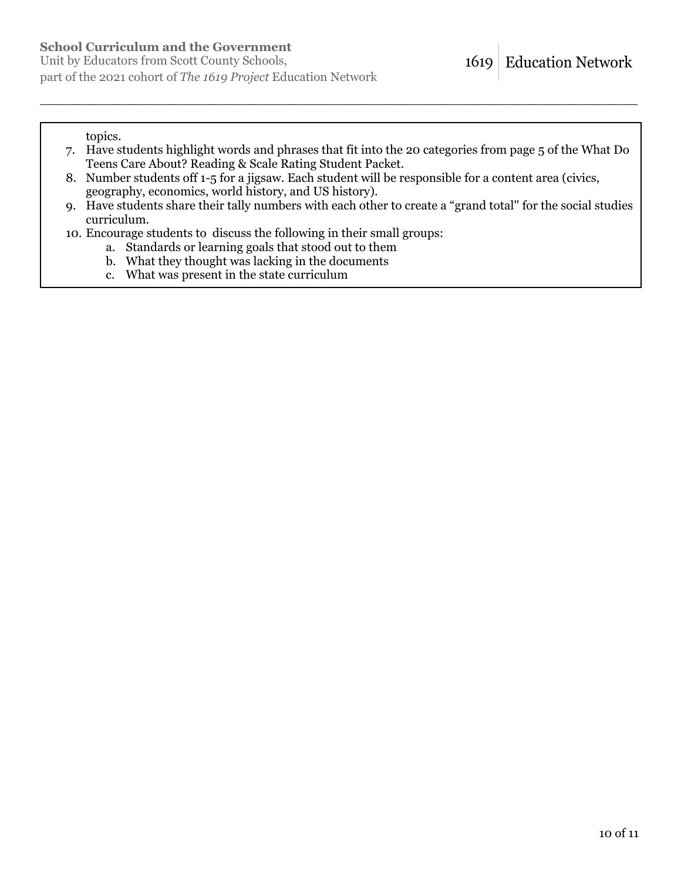topics.

7. Have students highlight words and phrases that fit into the 20 categories from page 5 of the What Do Teens Care About? Reading & Scale Rating Student Packet.
8. Number students off 1-5 for a jigsaw. Each student will be responsible for a content area (civics, geography, economics, world history, and US history).
9. Have students share their tally numbers with each other to create a "grand total" for the social studies curriculum.
10. Encourage students to discuss the following in their small groups:
    a. Standards or learning goals that stood out to them
    b. What they thought was lacking in the documents
    c. What was present in the state curriculum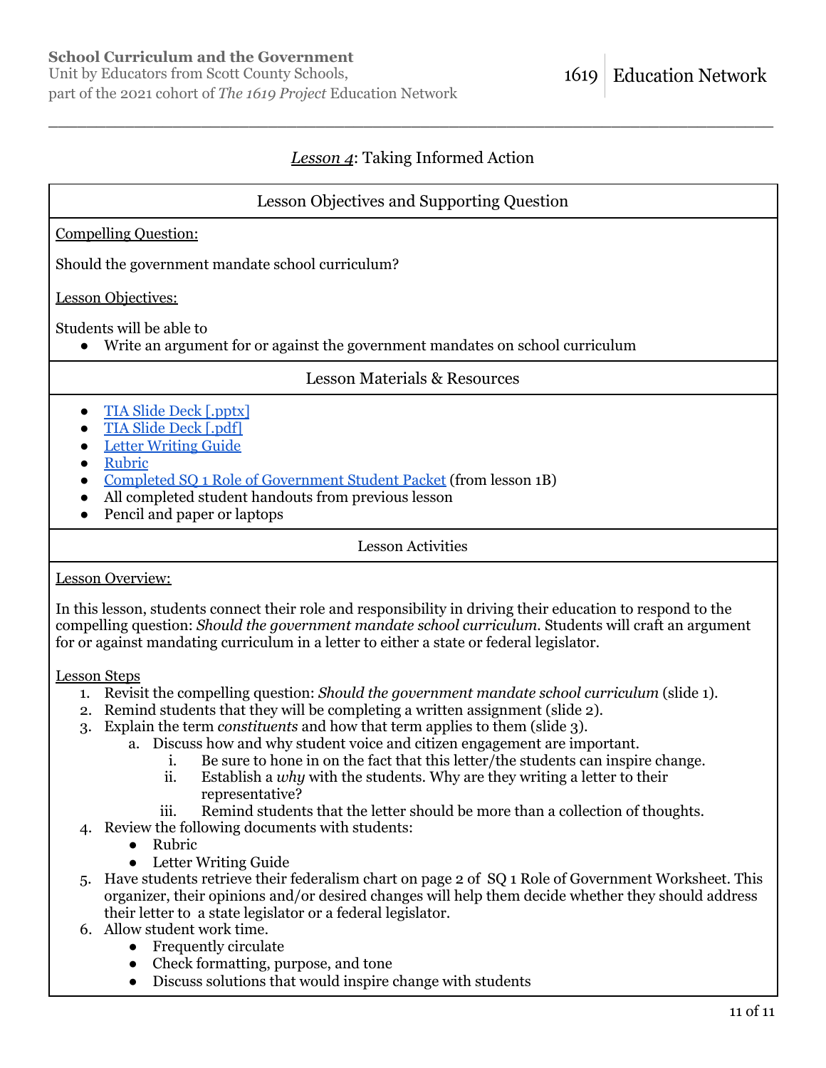## *Lesson 4*: Taking Informed Action

### Lesson Objectives and Supporting Question

Compelling Question:

Should the government mandate school curriculum?

Lesson Objectives:

Students will be able to

- Write an argument for or against the government mandates on school curriculum

### Lesson Materials & Resources

- TIA Slide Deck [.pptx]
- TIA Slide Deck [.pdf]
- Letter Writing Guide
- Rubric
- Completed SQ 1 Role of Government Student Packet (from lesson 1B)
- All completed student handouts from previous lesson
- Pencil and paper or laptops

### Lesson Activities

Lesson Overview:

In this lesson, students connect their role and responsibility in driving their education to respond to the compelling question: *Should the government mandate school curriculum.* Students will craft an argument for or against mandating curriculum in a letter to either a state or federal legislator.

Lesson Steps

1. Revisit the compelling question: *Should the government mandate school curriculum* (slide 1).
2. Remind students that they will be completing a written assignment (slide 2).
3. Explain the term *constituents* and how that term applies to them (slide 3).
   a. Discuss how and why student voice and citizen engagement are important.
      i. Be sure to hone in on the fact that this letter/the students can inspire change.
      ii. Establish a *why* with the students. Why are they writing a letter to their representative?
      iii. Remind students that the letter should be more than a collection of thoughts.
4. Review the following documents with students:
   - Rubric
   - Letter Writing Guide
5. Have students retrieve their federalism chart on page 2 of SQ 1 Role of Government Worksheet. This organizer, their opinions and/or desired changes will help them decide whether they should address their letter to a state legislator or a federal legislator.
6. Allow student work time.
   - Frequently circulate
   - Check formatting, purpose, and tone
   - Discuss solutions that would inspire change with students